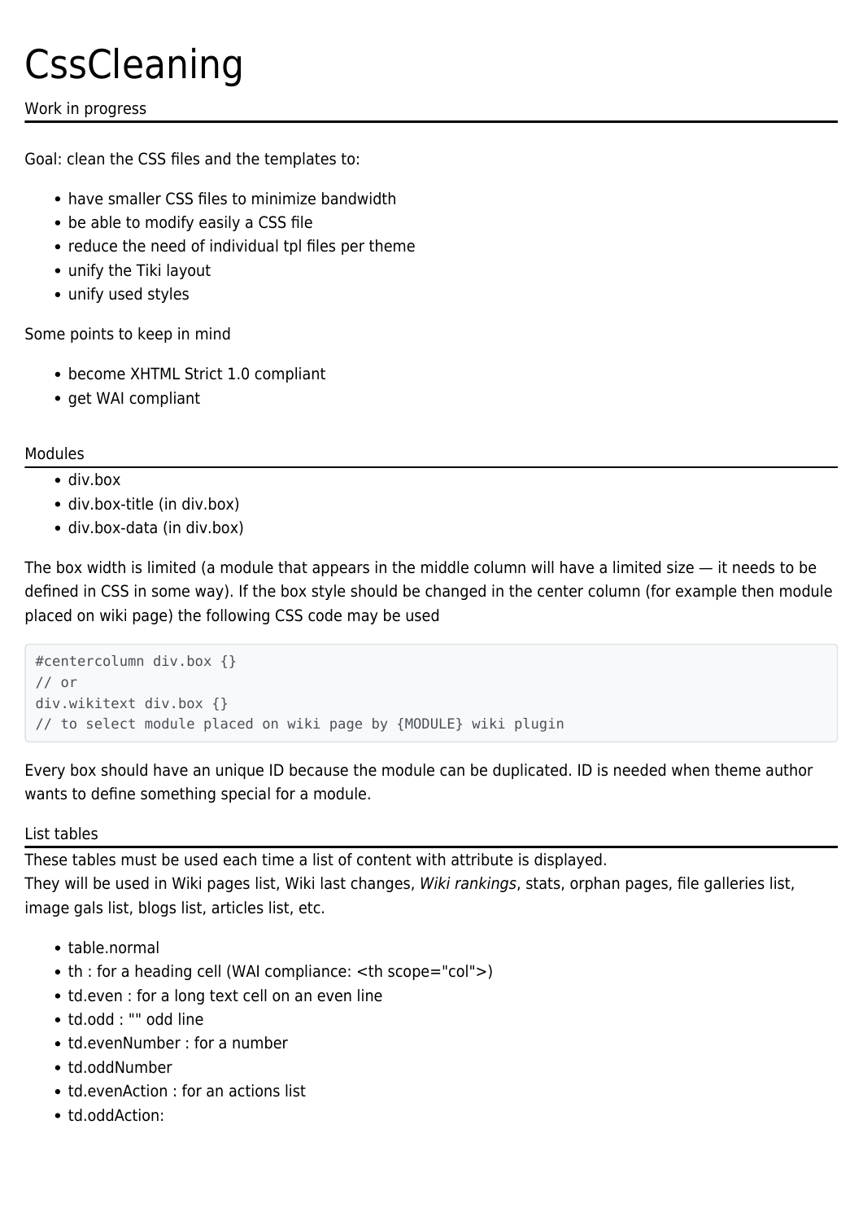# CssCleaning

Work in progress

Goal: clean the CSS files and the templates to:

- have smaller CSS files to minimize bandwidth
- be able to modify easily a CSS file
- reduce the need of individual tpl files per theme
- unify the Tiki layout
- unify used styles

Some points to keep in mind

- become XHTML Strict 1.0 compliant
- get WAI compliant

## Modules

- div.box
- div.box-title (in div.box)
- div.box-data (in div.box)

The box width is limited (a module that appears in the middle column will have a limited size — it needs to be defined in CSS in some way). If the box style should be changed in the center column (for example then module placed on wiki page) the following CSS code may be used

```
#centercolumn div.box {}
// or
div.wikitext div.box {}
// to select module placed on wiki page by {MODULE} wiki plugin
```

Every box should have an unique ID because the module can be duplicated. ID is needed when theme author wants to define something special for a module.

## List tables

These tables must be used each time a list of content with attribute is displayed.
They will be used in Wiki pages list, Wiki last changes, *Wiki rankings*, stats, orphan pages, file galleries list, image gals list, blogs list, articles list, etc.

- table.normal
- th : for a heading cell (WAI compliance: <th scope="col">)
- td.even : for a long text cell on an even line
- td.odd : "" odd line
- td.evenNumber : for a number
- td.oddNumber
- td.evenAction : for an actions list
- td.oddAction: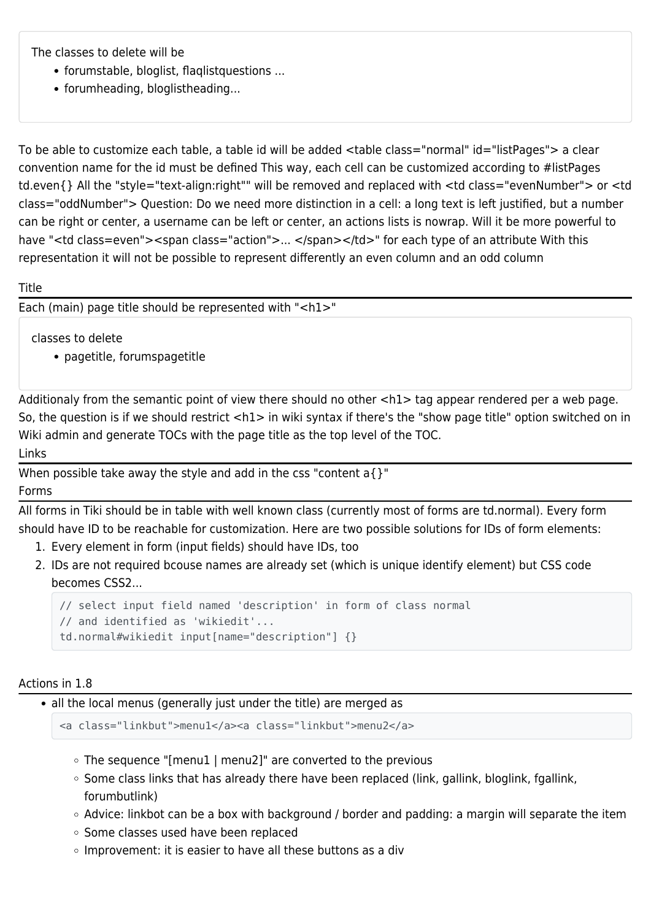> The classes to delete will be
> - forumstable, bloglist, flaqlistquestions ...
> - forumheading, bloglistheading...

To be able to customize each table, a table id will be added <table class="normal" id="listPages"> a clear convention name for the id must be defined This way, each cell can be customized according to #listPages td.even{} All the "style="text-align:right"" will be removed and replaced with <td class="evenNumber"> or <td class="oddNumber"> Question: Do we need more distinction in a cell: a long text is left justified, but a number can be right or center, a username can be left or center, an actions lists is nowrap. Will it be more powerful to have "<td class=even"><span class="action">... </span></td>" for each type of an attribute With this representation it will not be possible to represent differently an even column and an odd column

## Title

Each (main) page title should be represented with "<h1>"

> classes to delete
> - pagetitle, forumspagetitle

Additionaly from the semantic point of view there should no other <h1> tag appear rendered per a web page. So, the question is if we should restrict <h1> in wiki syntax if there's the "show page title" option switched on in Wiki admin and generate TOCs with the page title as the top level of the TOC.

## Links

When possible take away the style and add in the css "content a{}"

## Forms

All forms in Tiki should be in table with well known class (currently most of forms are td.normal). Every form should have ID to be reachable for customization. Here are two possible solutions for IDs of form elements:

1. Every element in form (input fields) should have IDs, too
2. IDs are not required bcouse names are already set (which is unique identify element) but CSS code becomes CSS2...

   ```
   // select input field named 'description' in form of class normal
   // and identified as 'wikiedit'...
   td.normal#wikiedit input[name="description"] {}
   ```

## Actions in 1.8

- all the local menus (generally just under the title) are merged as

  ```
  <a class="linkbut">menu1</a><a class="linkbut">menu2</a>
  ```

  - The sequence "[menu1 | menu2]" are converted to the previous
  - Some class links that has already there have been replaced (link, gallink, bloglink, fgallink, forumbutlink)
  - Advice: linkbot can be a box with background / border and padding: a margin will separate the item
  - Some classes used have been replaced
  - Improvement: it is easier to have all these buttons as a div